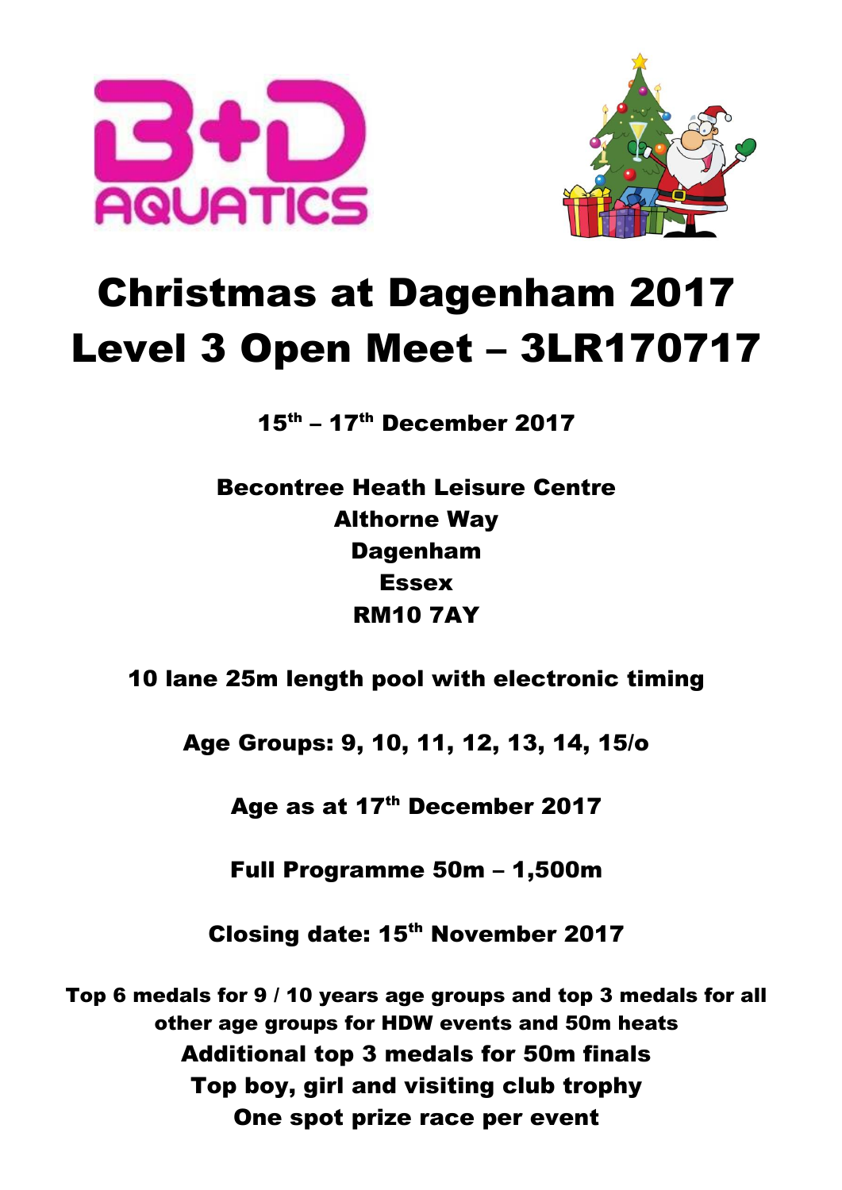# Christmas at Dagenham 2017
# Level 3 Open Meet – 3LR170717

**15th – 17th December 2017**

**Becontree Heath Leisure Centre**
**Althorne Way**
**Dagenham**
**Essex**
**RM10 7AY**

**10 lane 25m length pool with electronic timing**

**Age Groups: 9, 10, 11, 12, 13, 14, 15/o**

**Age as at 17th December 2017**

**Full Programme 50m – 1,500m**

**Closing date: 15th November 2017**

**Top 6 medals for 9 / 10 years age groups and top 3 medals for all other age groups for HDW events and 50m heats**
**Additional top 3 medals for 50m finals**
**Top boy, girl and visiting club trophy**
**One spot prize race per event**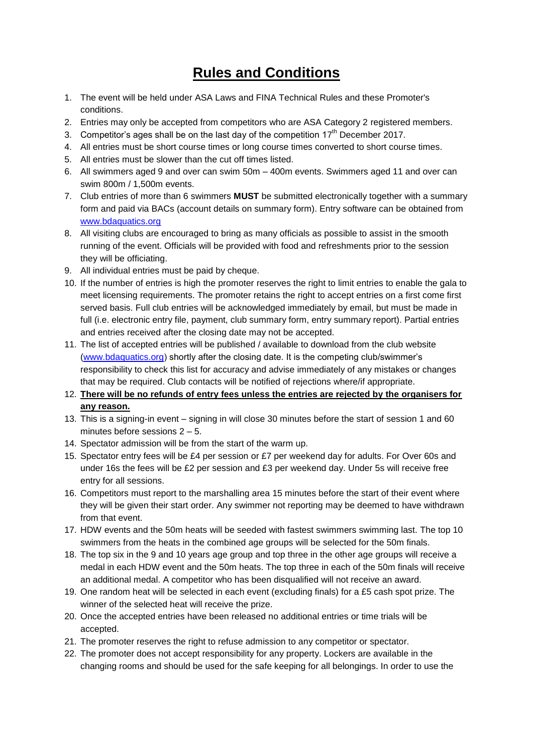# **Rules and Conditions**

1. The event will be held under ASA Laws and FINA Technical Rules and these Promoter's conditions.
2. Entries may only be accepted from competitors who are ASA Category 2 registered members.
3. Competitor's ages shall be on the last day of the competition 17th December 2017.
4. All entries must be short course times or long course times converted to short course times.
5. All entries must be slower than the cut off times listed.
6. All swimmers aged 9 and over can swim 50m – 400m events. Swimmers aged 11 and over can swim 800m / 1,500m events.
7. Club entries of more than 6 swimmers **MUST** be submitted electronically together with a summary form and paid via BACs (account details on summary form). Entry software can be obtained from www.bdaquatics.org
8. All visiting clubs are encouraged to bring as many officials as possible to assist in the smooth running of the event. Officials will be provided with food and refreshments prior to the session they will be officiating.
9. All individual entries must be paid by cheque.
10. If the number of entries is high the promoter reserves the right to limit entries to enable the gala to meet licensing requirements. The promoter retains the right to accept entries on a first come first served basis. Full club entries will be acknowledged immediately by email, but must be made in full (i.e. electronic entry file, payment, club summary form, entry summary report). Partial entries and entries received after the closing date may not be accepted.
11. The list of accepted entries will be published / available to download from the club website (www.bdaquatics.org) shortly after the closing date. It is the competing club/swimmer's responsibility to check this list for accuracy and advise immediately of any mistakes or changes that may be required. Club contacts will be notified of rejections where/if appropriate.
12. **There will be no refunds of entry fees unless the entries are rejected by the organisers for any reason.**
13. This is a signing-in event – signing in will close 30 minutes before the start of session 1 and 60 minutes before sessions 2 – 5.
14. Spectator admission will be from the start of the warm up.
15. Spectator entry fees will be £4 per session or £7 per weekend day for adults. For Over 60s and under 16s the fees will be £2 per session and £3 per weekend day. Under 5s will receive free entry for all sessions.
16. Competitors must report to the marshalling area 15 minutes before the start of their event where they will be given their start order. Any swimmer not reporting may be deemed to have withdrawn from that event.
17. HDW events and the 50m heats will be seeded with fastest swimmers swimming last. The top 10 swimmers from the heats in the combined age groups will be selected for the 50m finals.
18. The top six in the 9 and 10 years age group and top three in the other age groups will receive a medal in each HDW event and the 50m heats. The top three in each of the 50m finals will receive an additional medal. A competitor who has been disqualified will not receive an award.
19. One random heat will be selected in each event (excluding finals) for a £5 cash spot prize. The winner of the selected heat will receive the prize.
20. Once the accepted entries have been released no additional entries or time trials will be accepted.
21. The promoter reserves the right to refuse admission to any competitor or spectator.
22. The promoter does not accept responsibility for any property. Lockers are available in the changing rooms and should be used for the safe keeping for all belongings. In order to use the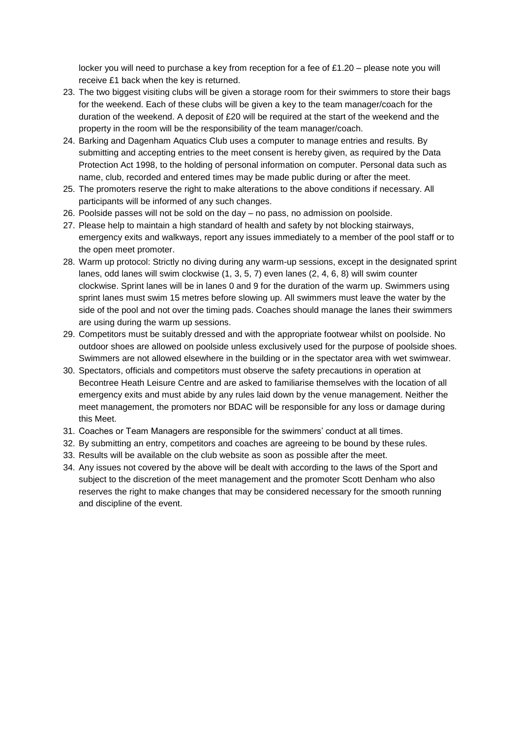locker you will need to purchase a key from reception for a fee of £1.20 – please note you will receive £1 back when the key is returned.

23. The two biggest visiting clubs will be given a storage room for their swimmers to store their bags for the weekend. Each of these clubs will be given a key to the team manager/coach for the duration of the weekend. A deposit of £20 will be required at the start of the weekend and the property in the room will be the responsibility of the team manager/coach.
24. Barking and Dagenham Aquatics Club uses a computer to manage entries and results. By submitting and accepting entries to the meet consent is hereby given, as required by the Data Protection Act 1998, to the holding of personal information on computer. Personal data such as name, club, recorded and entered times may be made public during or after the meet.
25. The promoters reserve the right to make alterations to the above conditions if necessary. All participants will be informed of any such changes.
26. Poolside passes will not be sold on the day – no pass, no admission on poolside.
27. Please help to maintain a high standard of health and safety by not blocking stairways, emergency exits and walkways, report any issues immediately to a member of the pool staff or to the open meet promoter.
28. Warm up protocol: Strictly no diving during any warm-up sessions, except in the designated sprint lanes, odd lanes will swim clockwise (1, 3, 5, 7) even lanes (2, 4, 6, 8) will swim counter clockwise. Sprint lanes will be in lanes 0 and 9 for the duration of the warm up. Swimmers using sprint lanes must swim 15 metres before slowing up. All swimmers must leave the water by the side of the pool and not over the timing pads. Coaches should manage the lanes their swimmers are using during the warm up sessions.
29. Competitors must be suitably dressed and with the appropriate footwear whilst on poolside. No outdoor shoes are allowed on poolside unless exclusively used for the purpose of poolside shoes. Swimmers are not allowed elsewhere in the building or in the spectator area with wet swimwear.
30. Spectators, officials and competitors must observe the safety precautions in operation at Becontree Heath Leisure Centre and are asked to familiarise themselves with the location of all emergency exits and must abide by any rules laid down by the venue management. Neither the meet management, the promoters nor BDAC will be responsible for any loss or damage during this Meet.
31. Coaches or Team Managers are responsible for the swimmers' conduct at all times.
32. By submitting an entry, competitors and coaches are agreeing to be bound by these rules.
33. Results will be available on the club website as soon as possible after the meet.
34. Any issues not covered by the above will be dealt with according to the laws of the Sport and subject to the discretion of the meet management and the promoter Scott Denham who also reserves the right to make changes that may be considered necessary for the smooth running and discipline of the event.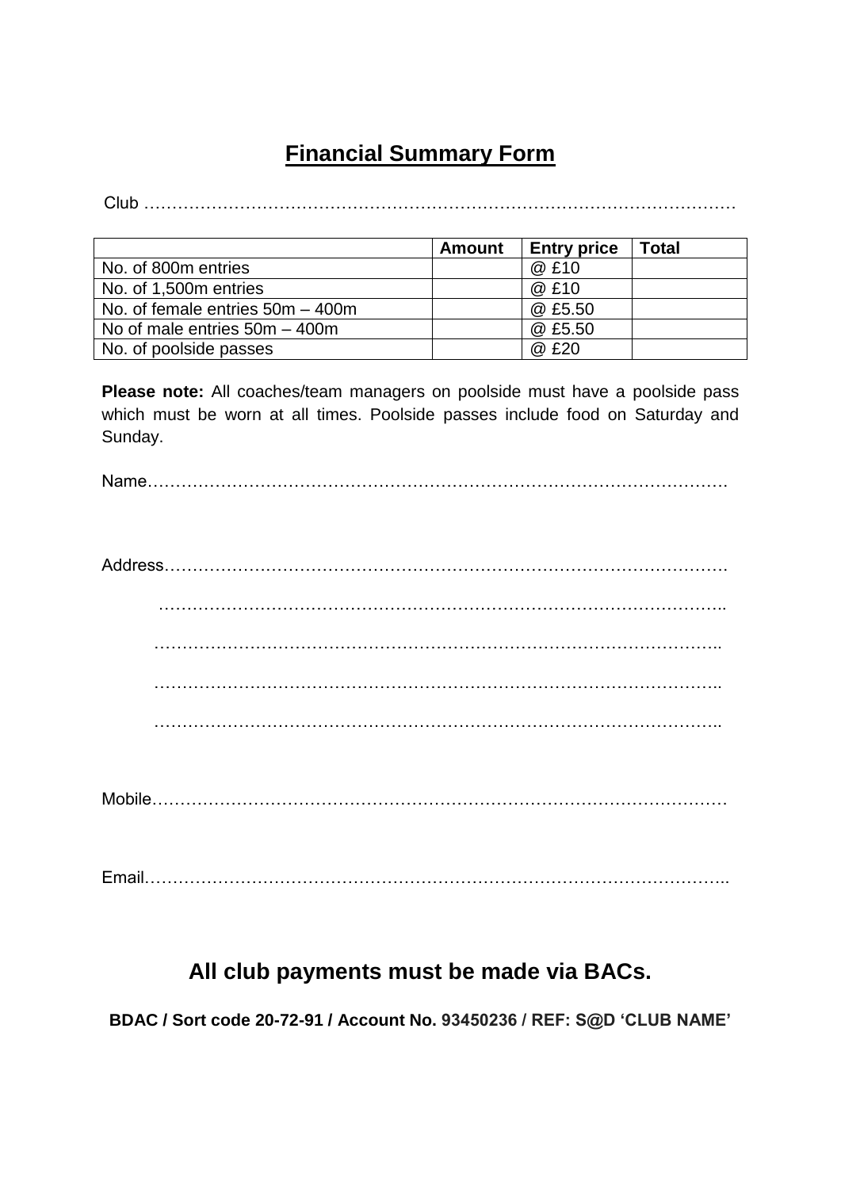# Financial Summary Form

Club ……………………………………………………………………………………………

| | Amount | Entry price | Total |
|---|---|---|---|
| No. of 800m entries | | @ £10 | |
| No. of 1,500m entries | | @ £10 | |
| No. of female entries 50m – 400m | | @ £5.50 | |
| No of male entries 50m – 400m | | @ £5.50 | |
| No. of poolside passes | | @ £20 | |

**Please note:** All coaches/team managers on poolside must have a poolside pass which must be worn at all times. Poolside passes include food on Saturday and Sunday.

Name……………………………………………………………………………………………

Address…………………………………………………………………………………………

………………………………………………………………………………………..

………………………………………………………………………………………..

………………………………………………………………………………………..

………………………………………………………………………………………..

Mobile…………………………………………………………………………………………

Email…………………………………………………………………………………………..

## All club payments must be made via BACs.

**BDAC / Sort code 20-72-91 / Account No. 93450236 / REF: S@D 'CLUB NAME'**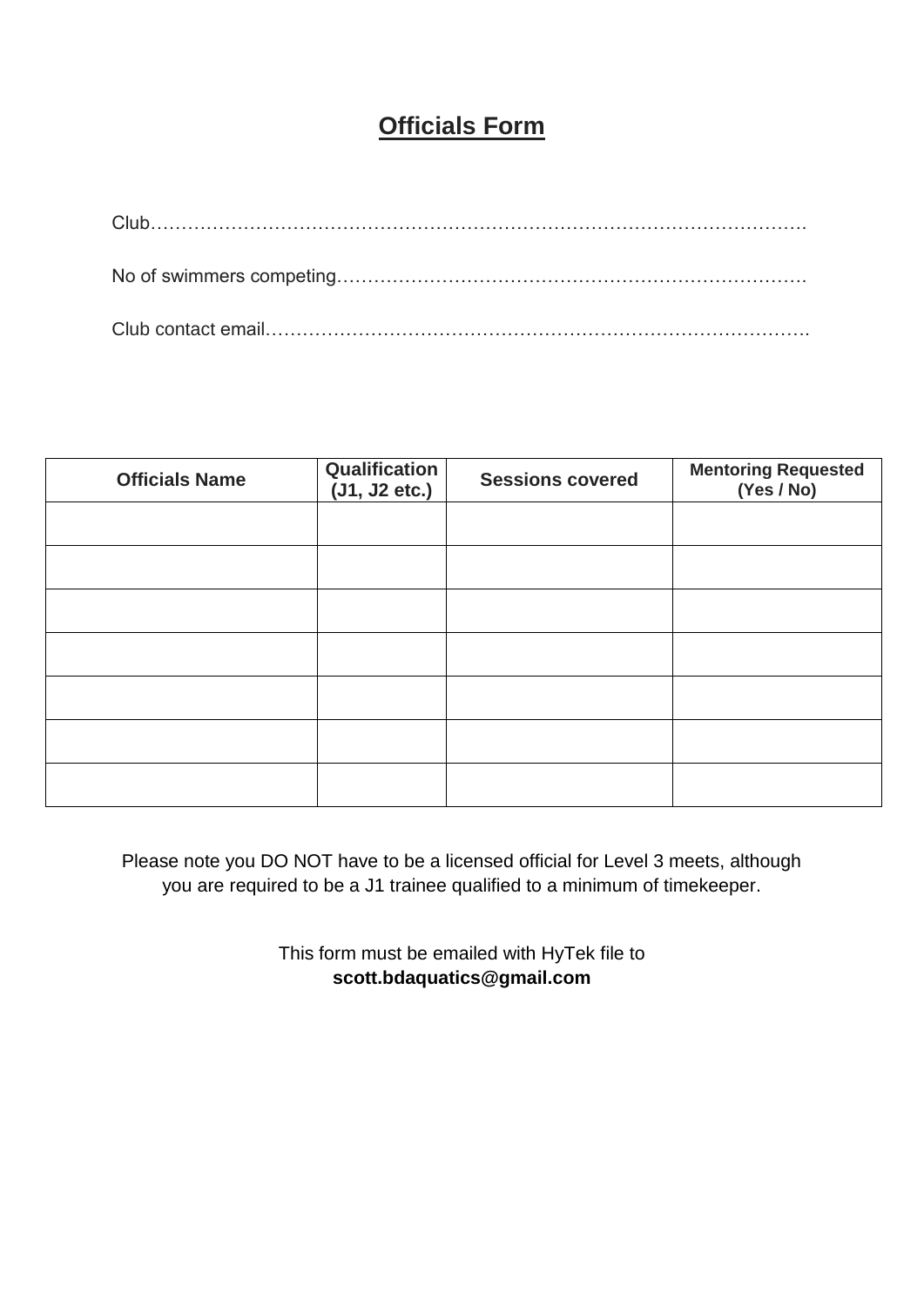# **Officials Form**

Club……………………………………………………………………………………………

No of swimmers competing…………………………………………………………………

Club contact email………………………………………………………………………….

| Officials Name | Qualification (J1, J2 etc.) | Sessions covered | Mentoring Requested (Yes / No) |
|---|---|---|---|
| | | | |
| | | | |
| | | | |
| | | | |
| | | | |
| | | | |
| | | | |

Please note you DO NOT have to be a licensed official for Level 3 meets, although you are required to be a J1 trainee qualified to a minimum of timekeeper.

This form must be emailed with HyTek file to
**scott.bdaquatics@gmail.com**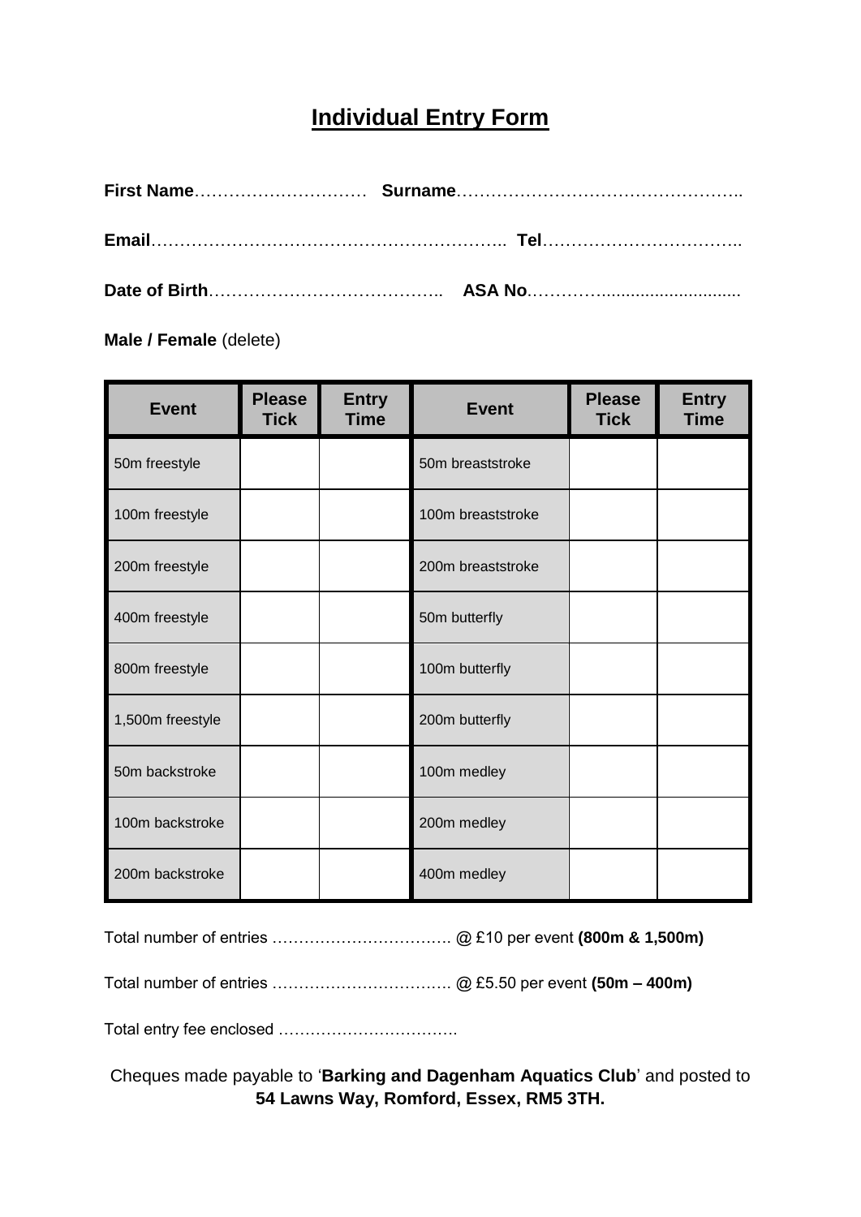# Individual Entry Form

**First Name**………………………… **Surname**…………………………………………..

**Email**…………………………………………………….. **Tel**……………………………..

**Date of Birth**………………………………….. **ASA No**…………............................

**Male / Female** (delete)

| Event | Please Tick | Entry Time | Event | Please Tick | Entry Time |
|---|---|---|---|---|---|
| 50m freestyle | | | 50m breaststroke | | |
| 100m freestyle | | | 100m breaststroke | | |
| 200m freestyle | | | 200m breaststroke | | |
| 400m freestyle | | | 50m butterfly | | |
| 800m freestyle | | | 100m butterfly | | |
| 1,500m freestyle | | | 200m butterfly | | |
| 50m backstroke | | | 100m medley | | |
| 100m backstroke | | | 200m medley | | |
| 200m backstroke | | | 400m medley | | |

Total number of entries ……………………………. @ £10 per event **(800m & 1,500m)**

Total number of entries ……………………………. @ £5.50 per event **(50m – 400m)**

Total entry fee enclosed …………………………….

Cheques made payable to '**Barking and Dagenham Aquatics Club**' and posted to **54 Lawns Way, Romford, Essex, RM5 3TH.**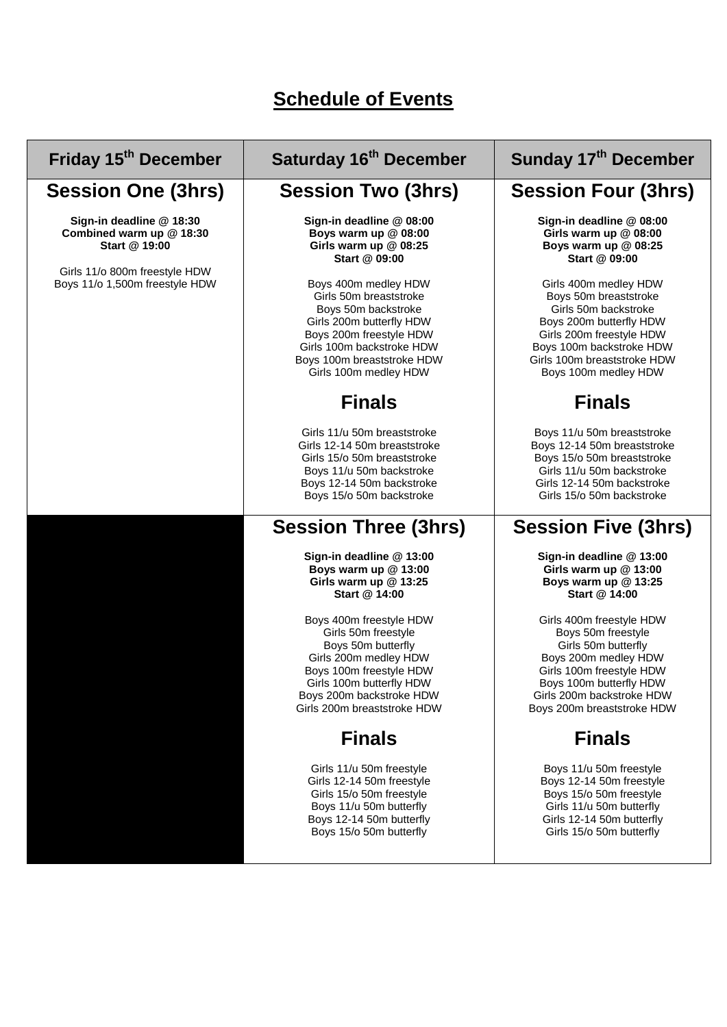# Schedule of Events

| Friday 15th December | Saturday 16th December | Sunday 17th December |
|---|---|---|
| **Session One (3hrs)**<br><br>**Sign-in deadline @ 18:30**<br>**Combined warm up @ 18:30**<br>**Start @ 19:00**<br><br>Girls 11/o 800m freestyle HDW<br>Boys 11/o 1,500m freestyle HDW | **Session Two (3hrs)**<br><br>**Sign-in deadline @ 08:00**<br>**Boys warm up @ 08:00**<br>**Girls warm up @ 08:25**<br>**Start @ 09:00**<br><br>Boys 400m medley HDW<br>Girls 50m breaststroke<br>Boys 50m backstroke<br>Girls 200m butterfly HDW<br>Boys 200m freestyle HDW<br>Girls 100m backstroke HDW<br>Boys 100m breaststroke HDW<br>Girls 100m medley HDW<br><br>**Finals**<br><br>Girls 11/u 50m breaststroke<br>Girls 12-14 50m breaststroke<br>Girls 15/o 50m breaststroke<br>Boys 11/u 50m backstroke<br>Boys 12-14 50m backstroke<br>Boys 15/o 50m backstroke | **Session Four (3hrs)**<br><br>**Sign-in deadline @ 08:00**<br>**Girls warm up @ 08:00**<br>**Boys warm up @ 08:25**<br>**Start @ 09:00**<br><br>Girls 400m medley HDW<br>Boys 50m breaststroke<br>Girls 50m backstroke<br>Boys 200m butterfly HDW<br>Girls 200m freestyle HDW<br>Boys 100m backstroke HDW<br>Girls 100m breaststroke HDW<br>Boys 100m medley HDW<br><br>**Finals**<br><br>Boys 11/u 50m breaststroke<br>Boys 12-14 50m breaststroke<br>Boys 15/o 50m breaststroke<br>Girls 11/u 50m backstroke<br>Girls 12-14 50m backstroke<br>Girls 15/o 50m backstroke |
| | **Session Three (3hrs)**<br><br>**Sign-in deadline @ 13:00**<br>**Boys warm up @ 13:00**<br>**Girls warm up @ 13:25**<br>**Start @ 14:00**<br><br>Boys 400m freestyle HDW<br>Girls 50m freestyle<br>Boys 50m butterfly<br>Girls 200m medley HDW<br>Boys 100m freestyle HDW<br>Girls 100m butterfly HDW<br>Boys 200m backstroke HDW<br>Girls 200m breaststroke HDW<br><br>**Finals**<br><br>Girls 11/u 50m freestyle<br>Girls 12-14 50m freestyle<br>Girls 15/o 50m freestyle<br>Boys 11/u 50m butterfly<br>Boys 12-14 50m butterfly<br>Boys 15/o 50m butterfly | **Session Five (3hrs)**<br><br>**Sign-in deadline @ 13:00**<br>**Girls warm up @ 13:00**<br>**Boys warm up @ 13:25**<br>**Start @ 14:00**<br><br>Girls 400m freestyle HDW<br>Boys 50m freestyle<br>Girls 50m butterfly<br>Boys 200m medley HDW<br>Girls 100m freestyle HDW<br>Boys 100m butterfly HDW<br>Girls 200m backstroke HDW<br>Boys 200m breaststroke HDW<br><br>**Finals**<br><br>Boys 11/u 50m freestyle<br>Boys 12-14 50m freestyle<br>Boys 15/o 50m freestyle<br>Girls 11/u 50m butterfly<br>Girls 12-14 50m butterfly<br>Girls 15/o 50m butterfly |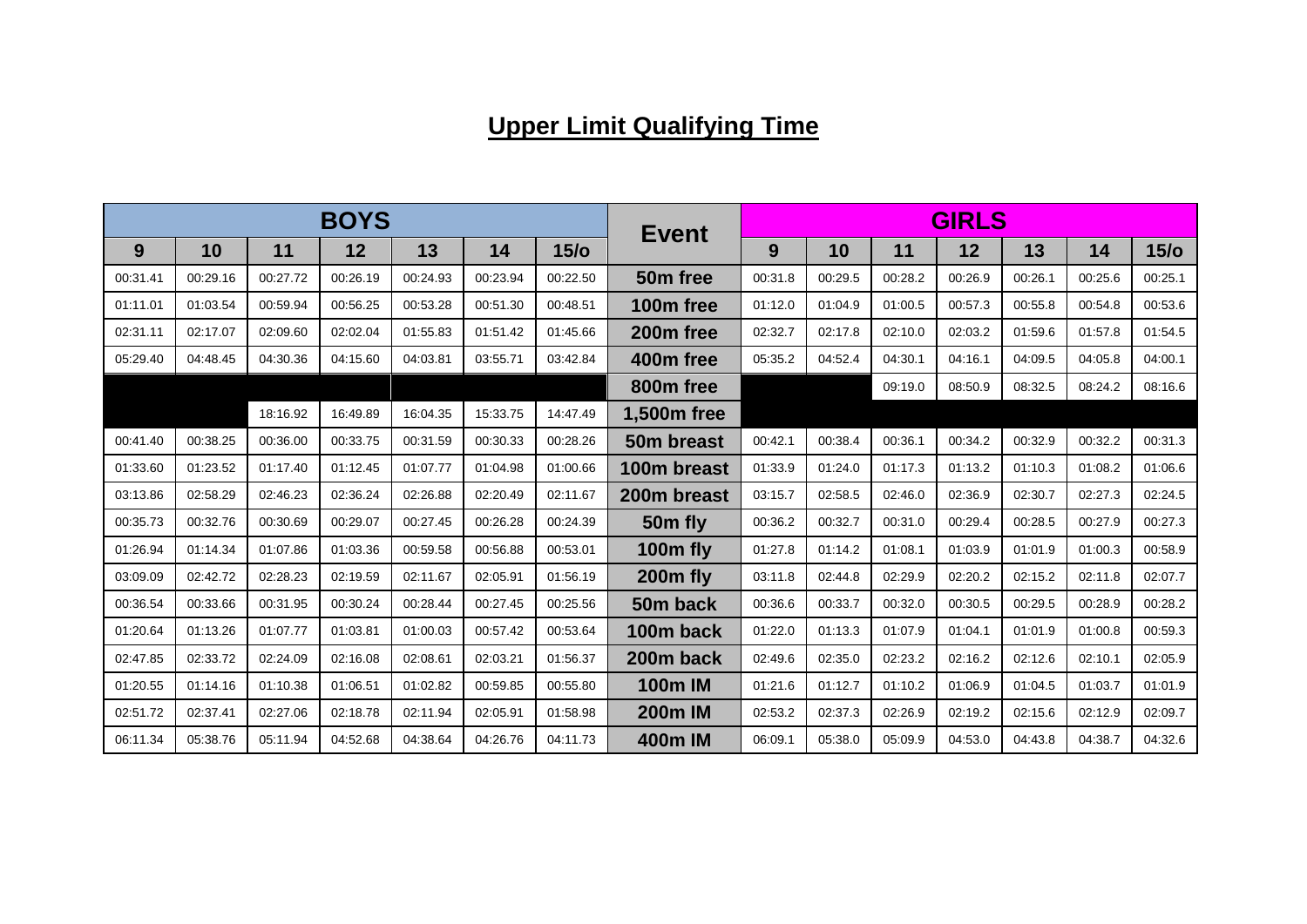# Upper Limit Qualifying Time

| BOYS | | | | | | | Event | GIRLS | | | | | | |
|---|---|---|---|---|---|---|---|---|---|---|---|---|---|---|
| 9 | 10 | 11 | 12 | 13 | 14 | 15/o | | 9 | 10 | 11 | 12 | 13 | 14 | 15/o |
| 00:31.41 | 00:29.16 | 00:27.72 | 00:26.19 | 00:24.93 | 00:23.94 | 00:22.50 | 50m free | 00:31.8 | 00:29.5 | 00:28.2 | 00:26.9 | 00:26.1 | 00:25.6 | 00:25.1 |
| 01:11.01 | 01:03.54 | 00:59.94 | 00:56.25 | 00:53.28 | 00:51.30 | 00:48.51 | 100m free | 01:12.0 | 01:04.9 | 01:00.5 | 00:57.3 | 00:55.8 | 00:54.8 | 00:53.6 |
| 02:31.11 | 02:17.07 | 02:09.60 | 02:02.04 | 01:55.83 | 01:51.42 | 01:45.66 | 200m free | 02:32.7 | 02:17.8 | 02:10.0 | 02:03.2 | 01:59.6 | 01:57.8 | 01:54.5 |
| 05:29.40 | 04:48.45 | 04:30.36 | 04:15.60 | 04:03.81 | 03:55.71 | 03:42.84 | 400m free | 05:35.2 | 04:52.4 | 04:30.1 | 04:16.1 | 04:09.5 | 04:05.8 | 04:00.1 |
| | | | | | | | 800m free | | | 09:19.0 | 08:50.9 | 08:32.5 | 08:24.2 | 08:16.6 |
| | | 18:16.92 | 16:49.89 | 16:04.35 | 15:33.75 | 14:47.49 | 1,500m free | | | | | | | |
| 00:41.40 | 00:38.25 | 00:36.00 | 00:33.75 | 00:31.59 | 00:30.33 | 00:28.26 | 50m breast | 00:42.1 | 00:38.4 | 00:36.1 | 00:34.2 | 00:32.9 | 00:32.2 | 00:31.3 |
| 01:33.60 | 01:23.52 | 01:17.40 | 01:12.45 | 01:07.77 | 01:04.98 | 01:00.66 | 100m breast | 01:33.9 | 01:24.0 | 01:17.3 | 01:13.2 | 01:10.3 | 01:08.2 | 01:06.6 |
| 03:13.86 | 02:58.29 | 02:46.23 | 02:36.24 | 02:26.88 | 02:20.49 | 02:11.67 | 200m breast | 03:15.7 | 02:58.5 | 02:46.0 | 02:36.9 | 02:30.7 | 02:27.3 | 02:24.5 |
| 00:35.73 | 00:32.76 | 00:30.69 | 00:29.07 | 00:27.45 | 00:26.28 | 00:24.39 | 50m fly | 00:36.2 | 00:32.7 | 00:31.0 | 00:29.4 | 00:28.5 | 00:27.9 | 00:27.3 |
| 01:26.94 | 01:14.34 | 01:07.86 | 01:03.36 | 00:59.58 | 00:56.88 | 00:53.01 | 100m fly | 01:27.8 | 01:14.2 | 01:08.1 | 01:03.9 | 01:01.9 | 01:00.3 | 00:58.9 |
| 03:09.09 | 02:42.72 | 02:28.23 | 02:19.59 | 02:11.67 | 02:05.91 | 01:56.19 | 200m fly | 03:11.8 | 02:44.8 | 02:29.9 | 02:20.2 | 02:15.2 | 02:11.8 | 02:07.7 |
| 00:36.54 | 00:33.66 | 00:31.95 | 00:30.24 | 00:28.44 | 00:27.45 | 00:25.56 | 50m back | 00:36.6 | 00:33.7 | 00:32.0 | 00:30.5 | 00:29.5 | 00:28.9 | 00:28.2 |
| 01:20.64 | 01:13.26 | 01:07.77 | 01:03.81 | 01:00.03 | 00:57.42 | 00:53.64 | 100m back | 01:22.0 | 01:13.3 | 01:07.9 | 01:04.1 | 01:01.9 | 01:00.8 | 00:59.3 |
| 02:47.85 | 02:33.72 | 02:24.09 | 02:16.08 | 02:08.61 | 02:03.21 | 01:56.37 | 200m back | 02:49.6 | 02:35.0 | 02:23.2 | 02:16.2 | 02:12.6 | 02:10.1 | 02:05.9 |
| 01:20.55 | 01:14.16 | 01:10.38 | 01:06.51 | 01:02.82 | 00:59.85 | 00:55.80 | 100m IM | 01:21.6 | 01:12.7 | 01:10.2 | 01:06.9 | 01:04.5 | 01:03.7 | 01:01.9 |
| 02:51.72 | 02:37.41 | 02:27.06 | 02:18.78 | 02:11.94 | 02:05.91 | 01:58.98 | 200m IM | 02:53.2 | 02:37.3 | 02:26.9 | 02:19.2 | 02:15.6 | 02:12.9 | 02:09.7 |
| 06:11.34 | 05:38.76 | 05:11.94 | 04:52.68 | 04:38.64 | 04:26.76 | 04:11.73 | 400m IM | 06:09.1 | 05:38.0 | 05:09.9 | 04:53.0 | 04:43.8 | 04:38.7 | 04:32.6 |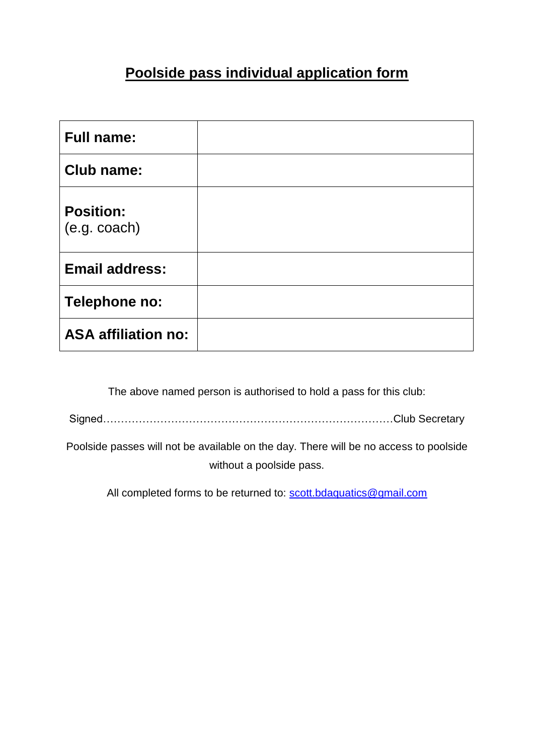# Poolside pass individual application form

| | |
|---|---|
| **Full name:** | |
| **Club name:** | |
| **Position:** (e.g. coach) | |
| **Email address:** | |
| **Telephone no:** | |
| **ASA affiliation no:** | |

The above named person is authorised to hold a pass for this club:

Signed……………………………………………………………………….Club Secretary

Poolside passes will not be available on the day. There will be no access to poolside without a poolside pass.

All completed forms to be returned to: scott.bdaquatics@gmail.com